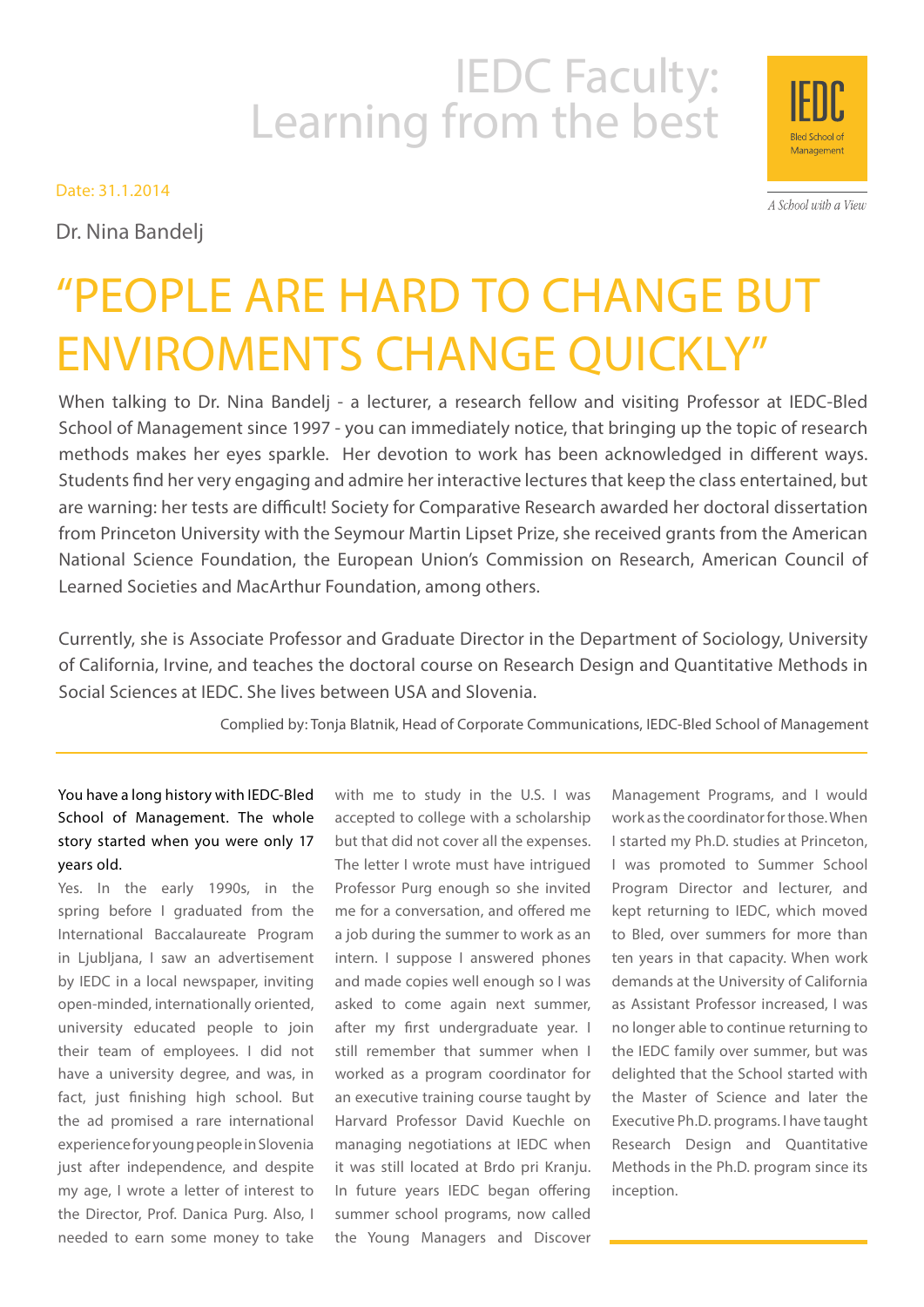# IEDC Faculty: Learning from the best

IEDC
Bled School of Management

*A School with a View*

Date: 31.1.2014

Dr. Nina Bandelj

## "PEOPLE ARE HARD TO CHANGE BUT ENVIROMENTS CHANGE QUICKLY"

When talking to Dr. Nina Bandelj - a lecturer, a research fellow and visiting Professor at IEDC-Bled School of Management since 1997 - you can immediately notice, that bringing up the topic of research methods makes her eyes sparkle. Her devotion to work has been acknowledged in different ways. Students find her very engaging and admire her interactive lectures that keep the class entertained, but are warning: her tests are difficult! Society for Comparative Research awarded her doctoral dissertation from Princeton University with the Seymour Martin Lipset Prize, she received grants from the American National Science Foundation, the European Union's Commission on Research, American Council of Learned Societies and MacArthur Foundation, among others.

Currently, she is Associate Professor and Graduate Director in the Department of Sociology, University of California, Irvine, and teaches the doctoral course on Research Design and Quantitative Methods in Social Sciences at IEDC. She lives between USA and Slovenia.

Complied by: Tonja Blatnik, Head of Corporate Communications, IEDC-Bled School of Management

---

You have a long history with IEDC-Bled School of Management. The whole story started when you were only 17 years old.

Yes. In the early 1990s, in the spring before I graduated from the International Baccalaureate Program in Ljubljana, I saw an advertisement by IEDC in a local newspaper, inviting open-minded, internationally oriented, university educated people to join their team of employees. I did not have a university degree, and was, in fact, just finishing high school. But the ad promised a rare international experience for young people in Slovenia just after independence, and despite my age, I wrote a letter of interest to the Director, Prof. Danica Purg. Also, I needed to earn some money to take with me to study in the U.S. I was accepted to college with a scholarship but that did not cover all the expenses. The letter I wrote must have intrigued Professor Purg enough so she invited me for a conversation, and offered me a job during the summer to work as an intern. I suppose I answered phones and made copies well enough so I was asked to come again next summer, after my first undergraduate year. I still remember that summer when I worked as a program coordinator for an executive training course taught by Harvard Professor David Kuechle on managing negotiations at IEDC when it was still located at Brdo pri Kranju. In future years IEDC began offering summer school programs, now called the Young Managers and Discover Management Programs, and I would work as the coordinator for those. When I started my Ph.D. studies at Princeton, I was promoted to Summer School Program Director and lecturer, and kept returning to IEDC, which moved to Bled, over summers for more than ten years in that capacity. When work demands at the University of California as Assistant Professor increased, I was no longer able to continue returning to the IEDC family over summer, but was delighted that the School started with the Master of Science and later the Executive Ph.D. programs. I have taught Research Design and Quantitative Methods in the Ph.D. program since its inception.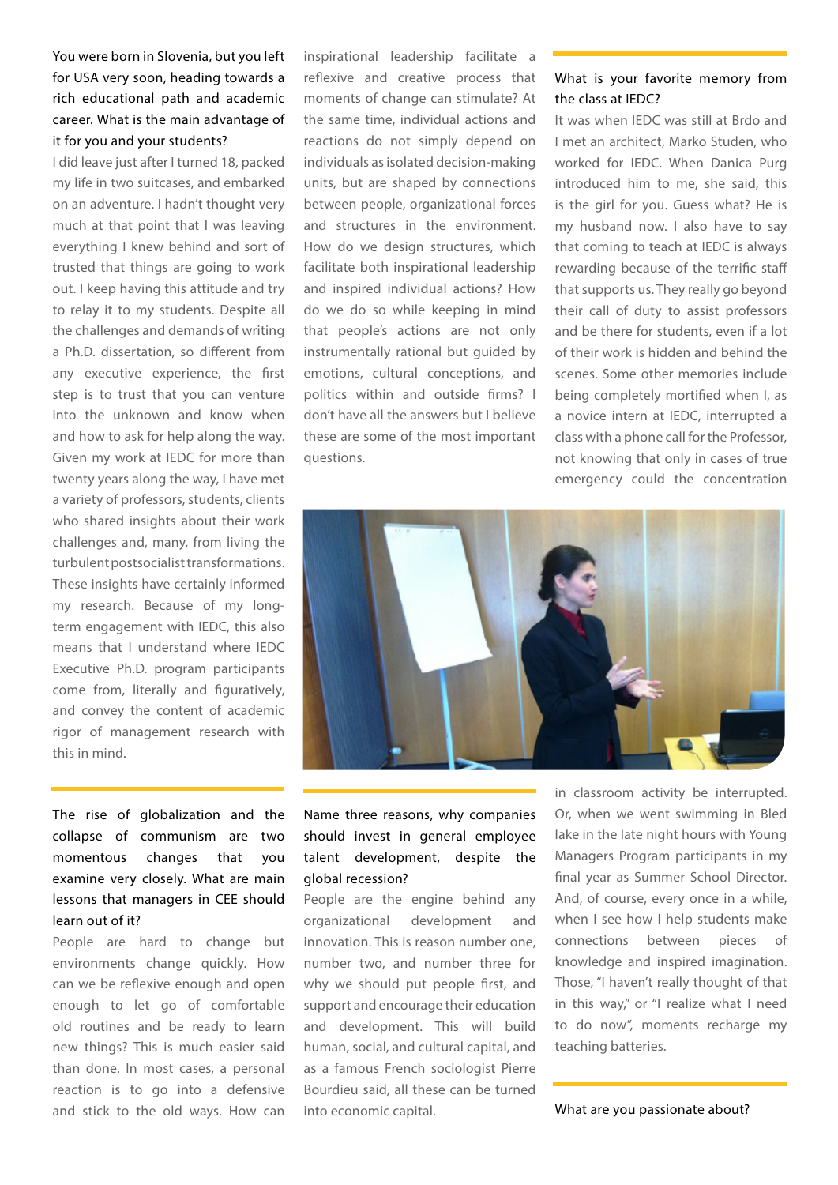**You were born in Slovenia, but you left for USA very soon, heading towards a rich educational path and academic career. What is the main advantage of it for you and your students?**

I did leave just after I turned 18, packed my life in two suitcases, and embarked on an adventure. I hadn't thought very much at that point that I was leaving everything I knew behind and sort of trusted that things are going to work out. I keep having this attitude and try to relay it to my students. Despite all the challenges and demands of writing a Ph.D. dissertation, so different from any executive experience, the first step is to trust that you can venture into the unknown and know when and how to ask for help along the way. Given my work at IEDC for more than twenty years along the way, I have met a variety of professors, students, clients who shared insights about their work challenges and, many, from living the turbulent postsocialist transformations. These insights have certainly informed my research. Because of my long-term engagement with IEDC, this also means that I understand where IEDC Executive Ph.D. program participants come from, literally and figuratively, and convey the content of academic rigor of management research with this in mind.

**The rise of globalization and the collapse of communism are two momentous changes that you examine very closely. What are main lessons that managers in CEE should learn out of it?**

People are hard to change but environments change quickly. How can we be reflexive enough and open enough to let go of comfortable old routines and be ready to learn new things? This is much easier said than done. In most cases, a personal reaction is to go into a defensive and stick to the old ways. How can inspirational leadership facilitate a reflexive and creative process that moments of change can stimulate? At the same time, individual actions and reactions do not simply depend on individuals as isolated decision-making units, but are shaped by connections between people, organizational forces and structures in the environment. How do we design structures, which facilitate both inspirational leadership and inspired individual actions? How do we do so while keeping in mind that people's actions are not only instrumentally rational but guided by emotions, cultural conceptions, and politics within and outside firms? I don't have all the answers but I believe these are some of the most important questions.

**Name three reasons, why companies should invest in general employee talent development, despite the global recession?**

People are the engine behind any organizational development and innovation. This is reason number one, number two, and number three for why we should put people first, and support and encourage their education and development. This will build human, social, and cultural capital, and as a famous French sociologist Pierre Bourdieu said, all these can be turned into economic capital.

**What is your favorite memory from the class at IEDC?**

It was when IEDC was still at Brdo and I met an architect, Marko Studen, who worked for IEDC. When Danica Purg introduced him to me, she said, this is the girl for you. Guess what? He is my husband now. I also have to say that coming to teach at IEDC is always rewarding because of the terrific staff that supports us. They really go beyond their call of duty to assist professors and be there for students, even if a lot of their work is hidden and behind the scenes. Some other memories include being completely mortified when I, as a novice intern at IEDC, interrupted a class with a phone call for the Professor, not knowing that only in cases of true emergency could the concentration in classroom activity be interrupted. Or, when we went swimming in Bled lake in the late night hours with Young Managers Program participants in my final year as Summer School Director. And, of course, every once in a while, when I see how I help students make connections between pieces of knowledge and inspired imagination. Those, "I haven't really thought of that in this way," or "I realize what I need to do now", moments recharge my teaching batteries.

**What are you passionate about?**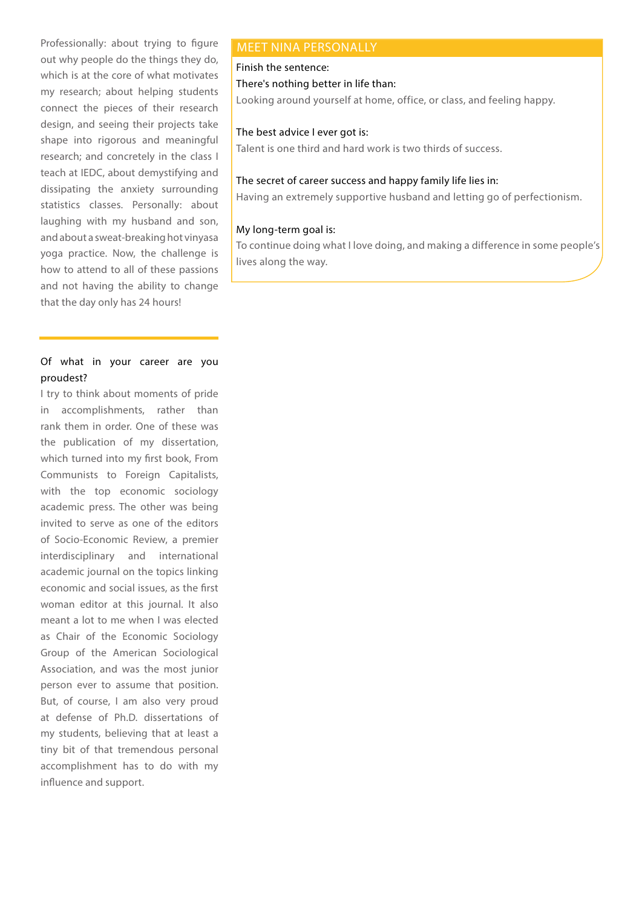Professionally: about trying to figure out why people do the things they do, which is at the core of what motivates my research; about helping students connect the pieces of their research design, and seeing their projects take shape into rigorous and meaningful research; and concretely in the class I teach at IEDC, about demystifying and dissipating the anxiety surrounding statistics classes. Personally: about laughing with my husband and son, and about a sweat-breaking hot vinyasa yoga practice. Now, the challenge is how to attend to all of these passions and not having the ability to change that the day only has 24 hours!

Of what in your career are you proudest?

I try to think about moments of pride in accomplishments, rather than rank them in order. One of these was the publication of my dissertation, which turned into my first book, From Communists to Foreign Capitalists, with the top economic sociology academic press. The other was being invited to serve as one of the editors of Socio-Economic Review, a premier interdisciplinary and international academic journal on the topics linking economic and social issues, as the first woman editor at this journal. It also meant a lot to me when I was elected as Chair of the Economic Sociology Group of the American Sociological Association, and was the most junior person ever to assume that position. But, of course, I am also very proud at defense of Ph.D. dissertations of my students, believing that at least a tiny bit of that tremendous personal accomplishment has to do with my influence and support.

## MEET NINA PERSONALLY

Finish the sentence:

There's nothing better in life than:

Looking around yourself at home, office, or class, and feeling happy.

The best advice I ever got is:

Talent is one third and hard work is two thirds of success.

The secret of career success and happy family life lies in:

Having an extremely supportive husband and letting go of perfectionism.

My long-term goal is:

To continue doing what I love doing, and making a difference in some people's lives along the way.